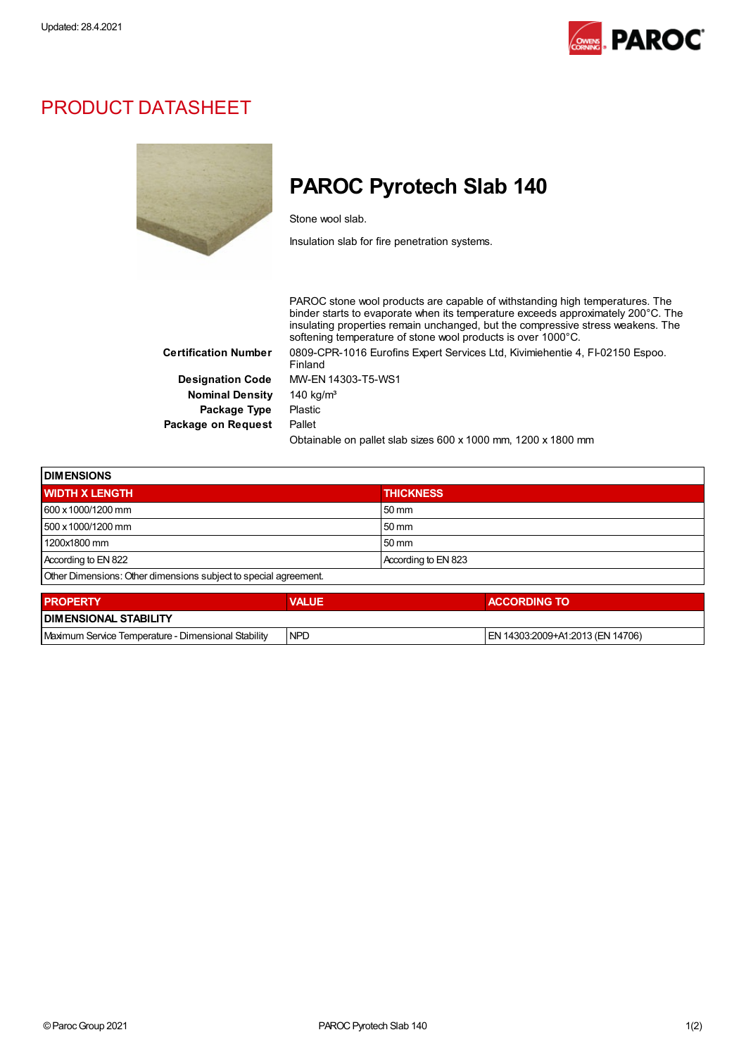Updated: 28.4.2021

# PRODUCT DATASHEET

## PAROC Pyrotech Slab 140

Stone wool slab.

Insulation slab for fire penetration systems.

PAROC stone wool products are capable of withstanding high temperatures. The binder starts to evaporate when its temperature exceeds approximately 200°C. The insulating properties remain unchanged, but the compressive stress weakens. The softening temperature of stone wool products is over 1000°C.

**Certification Number** 0809-CPR-1016 Eurofins Expert Services Ltd, Kivimiehentie 4, FI-02150 Espoo. Finland

**Designation Code** MW-EN 14303-T5-WS1

**Nominal Density** 140 kg/m³

**Package Type** Plastic

**Package on Request** Pallet

Obtainable on pallet slab sizes 600 x 1000 mm, 1200 x 1800 mm

| DIMENSIONS | |
|---|---|
| **WIDTH X LENGTH** | **THICKNESS** |
| 600 x 1000/1200 mm | 50 mm |
| 500 x 1000/1200 mm | 50 mm |
| 1200x1800 mm | 50 mm |
| According to EN 822 | According to EN 823 |
| Other Dimensions: Other dimensions subject to special agreement. | |

| PROPERTY | VALUE | ACCORDING TO |
|---|---|---|
| **DIMENSIONAL STABILITY** | | |
| Maximum Service Temperature - Dimensional Stability | NPD | EN 14303:2009+A1:2013 (EN 14706) |

© Paroc Group 2021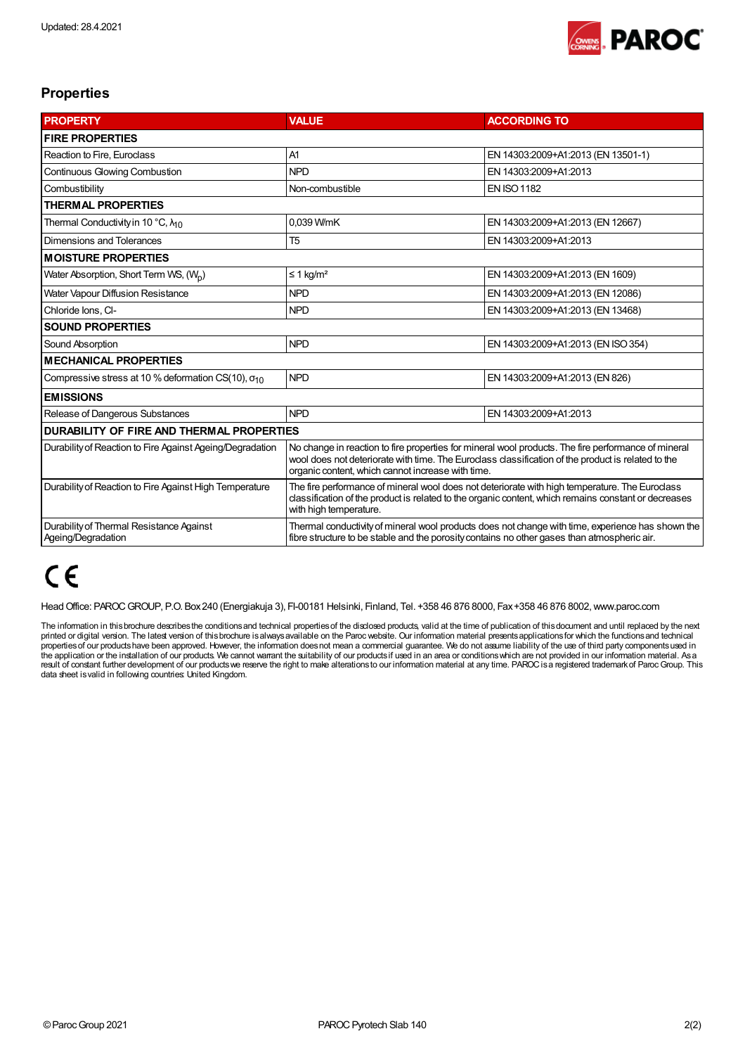Updated: 28.4.2021

## Properties

| PROPERTY | VALUE | ACCORDING TO |
|---|---|---|
| **FIRE PROPERTIES** | | |
| Reaction to Fire, Euroclass | A1 | EN 14303:2009+A1:2013 (EN 13501-1) |
| Continuous Glowing Combustion | NPD | EN 14303:2009+A1:2013 |
| Combustibility | Non-combustible | EN ISO 1182 |
| **THERMAL PROPERTIES** | | |
| Thermal Conductivity in 10 °C, $\lambda_{10}$ | 0,039 W/mK | EN 14303:2009+A1:2013 (EN 12667) |
| Dimensions and Tolerances | T5 | EN 14303:2009+A1:2013 |
| **MOISTURE PROPERTIES** | | |
| Water Absorption, Short Term WS, ($W_p$) | ≤ 1 kg/m² | EN 14303:2009+A1:2013 (EN 1609) |
| Water Vapour Diffusion Resistance | NPD | EN 14303:2009+A1:2013 (EN 12086) |
| Chloride Ions, Cl- | NPD | EN 14303:2009+A1:2013 (EN 13468) |
| **SOUND PROPERTIES** | | |
| Sound Absorption | NPD | EN 14303:2009+A1:2013 (EN ISO 354) |
| **MECHANICAL PROPERTIES** | | |
| Compressive stress at 10 % deformation CS(10), $\sigma_{10}$ | NPD | EN 14303:2009+A1:2013 (EN 826) |
| **EMISSIONS** | | |
| Release of Dangerous Substances | NPD | EN 14303:2009+A1:2013 |
| **DURABILITY OF FIRE AND THERMAL PROPERTIES** | | |
| Durability of Reaction to Fire Against Ageing/Degradation | No change in reaction to fire properties for mineral wool products. The fire performance of mineral wool does not deteriorate with time. The Euroclass classification of the product is related to the organic content, which cannot increase with time. | |
| Durability of Reaction to Fire Against High Temperature | The fire performance of mineral wool does not deteriorate with high temperature. The Euroclass classification of the product is related to the organic content, which remains constant or decreases with high temperature. | |
| Durability of Thermal Resistance Against Ageing/Degradation | Thermal conductivity of mineral wool products does not change with time, experience has shown the fibre structure to be stable and the porosity contains no other gases than atmospheric air. | |

CE

Head Office: PAROC GROUP, P.O. Box 240 (Energiakuja 3), FI-00181 Helsinki, Finland, Tel. +358 46 876 8000, Fax +358 46 876 8002, www.paroc.com

The information in this brochure describes the conditions and technical properties of the disclosed products, valid at the time of publication of this document and until replaced by the next printed or digital version. The latest version of this brochure is always available on the Paroc website. Our information material presents applications for which the functions and technical properties of our products have been approved. However, the information does not mean a commercial guarantee. We do not assume liability of the use of third party components used in the application or the installation of our products. We cannot warrant the suitability of our products if used in an area or conditions which are not provided in our information material. As a result of constant further development of our products we reserve the right to make alterations to our information material at any time. PAROC is a registered trademark of Paroc Group. This data sheet is valid in following countries: United Kingdom.

© Paroc Group 2021 PAROC Pyrotech Slab 140